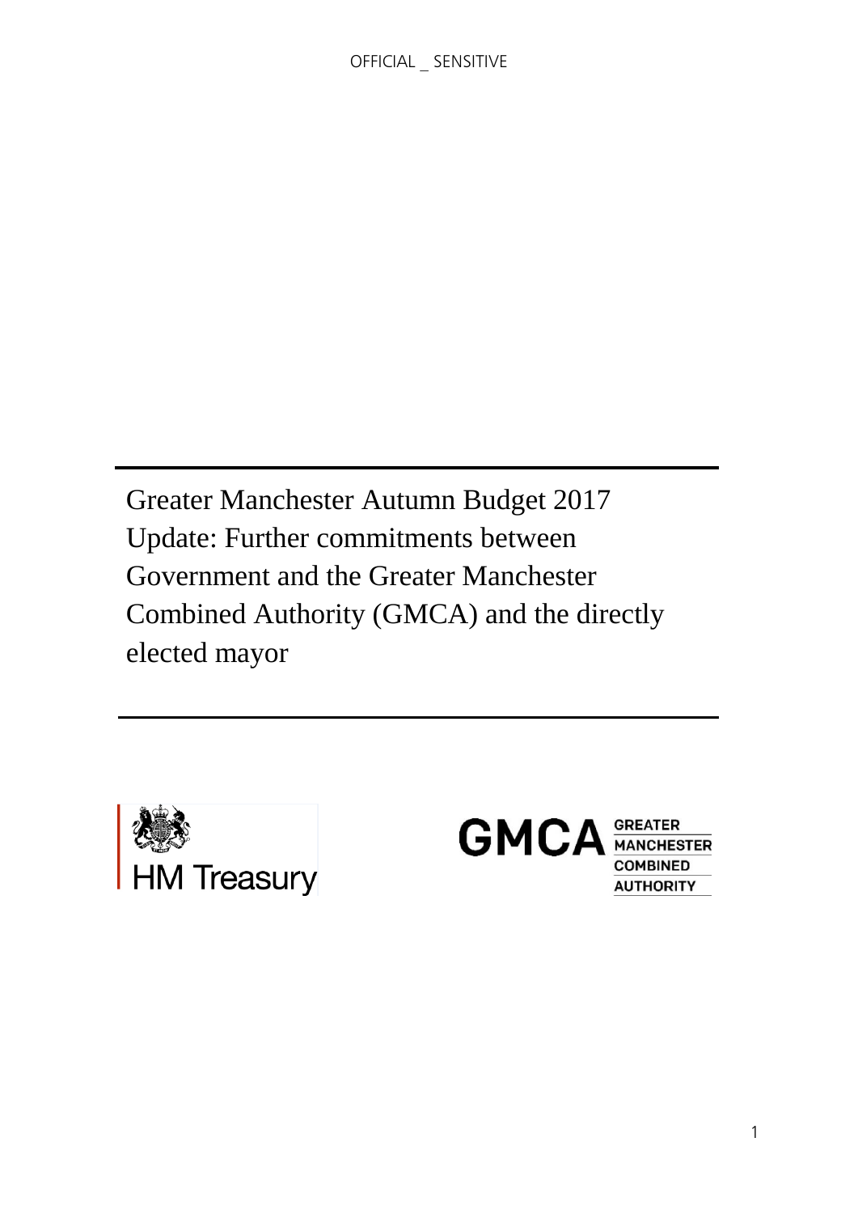OFFICIAL _ SENSITIVE

# Greater Manchester Autumn Budget 2017 Update: Further commitments between Government and the Greater Manchester Combined Authority (GMCA) and the directly elected mayor

HM Treasury

GMCA GREATER MANCHESTER COMBINED AUTHORITY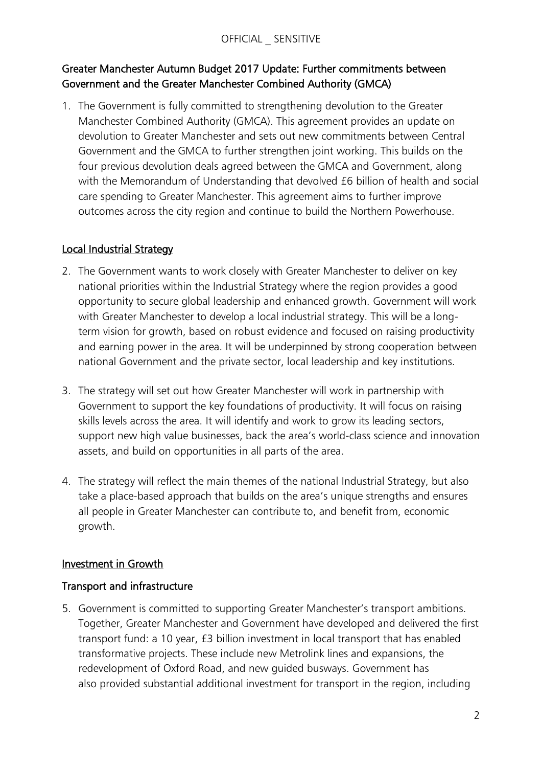## Greater Manchester Autumn Budget 2017 Update: Further commitments between Government and the Greater Manchester Combined Authority (GMCA)

1. The Government is fully committed to strengthening devolution to the Greater Manchester Combined Authority (GMCA). This agreement provides an update on devolution to Greater Manchester and sets out new commitments between Central Government and the GMCA to further strengthen joint working. This builds on the four previous devolution deals agreed between the GMCA and Government, along with the Memorandum of Understanding that devolved £6 billion of health and social care spending to Greater Manchester. This agreement aims to further improve outcomes across the city region and continue to build the Northern Powerhouse.

### Local Industrial Strategy

2. The Government wants to work closely with Greater Manchester to deliver on key national priorities within the Industrial Strategy where the region provides a good opportunity to secure global leadership and enhanced growth. Government will work with Greater Manchester to develop a local industrial strategy. This will be a long-term vision for growth, based on robust evidence and focused on raising productivity and earning power in the area. It will be underpinned by strong cooperation between national Government and the private sector, local leadership and key institutions.

3. The strategy will set out how Greater Manchester will work in partnership with Government to support the key foundations of productivity. It will focus on raising skills levels across the area. It will identify and work to grow its leading sectors, support new high value businesses, back the area's world-class science and innovation assets, and build on opportunities in all parts of the area.

4. The strategy will reflect the main themes of the national Industrial Strategy, but also take a place-based approach that builds on the area's unique strengths and ensures all people in Greater Manchester can contribute to, and benefit from, economic growth.

### Investment in Growth

#### Transport and infrastructure

5. Government is committed to supporting Greater Manchester's transport ambitions. Together, Greater Manchester and Government have developed and delivered the first transport fund: a 10 year, £3 billion investment in local transport that has enabled transformative projects. These include new Metrolink lines and expansions, the redevelopment of Oxford Road, and new guided busways. Government has also provided substantial additional investment for transport in the region, including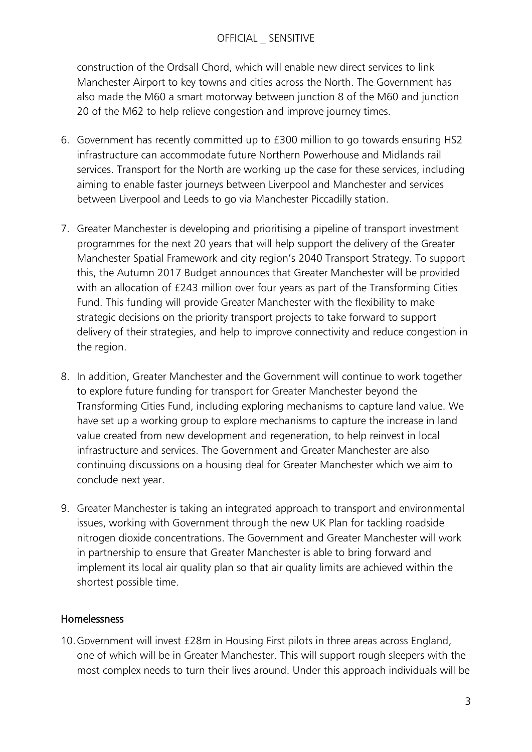construction of the Ordsall Chord, which will enable new direct services to link Manchester Airport to key towns and cities across the North. The Government has also made the M60 a smart motorway between junction 8 of the M60 and junction 20 of the M62 to help relieve congestion and improve journey times.

6. Government has recently committed up to £300 million to go towards ensuring HS2 infrastructure can accommodate future Northern Powerhouse and Midlands rail services. Transport for the North are working up the case for these services, including aiming to enable faster journeys between Liverpool and Manchester and services between Liverpool and Leeds to go via Manchester Piccadilly station.

7. Greater Manchester is developing and prioritising a pipeline of transport investment programmes for the next 20 years that will help support the delivery of the Greater Manchester Spatial Framework and city region's 2040 Transport Strategy. To support this, the Autumn 2017 Budget announces that Greater Manchester will be provided with an allocation of £243 million over four years as part of the Transforming Cities Fund. This funding will provide Greater Manchester with the flexibility to make strategic decisions on the priority transport projects to take forward to support delivery of their strategies, and help to improve connectivity and reduce congestion in the region.

8. In addition, Greater Manchester and the Government will continue to work together to explore future funding for transport for Greater Manchester beyond the Transforming Cities Fund, including exploring mechanisms to capture land value. We have set up a working group to explore mechanisms to capture the increase in land value created from new development and regeneration, to help reinvest in local infrastructure and services. The Government and Greater Manchester are also continuing discussions on a housing deal for Greater Manchester which we aim to conclude next year.

9. Greater Manchester is taking an integrated approach to transport and environmental issues, working with Government through the new UK Plan for tackling roadside nitrogen dioxide concentrations. The Government and Greater Manchester will work in partnership to ensure that Greater Manchester is able to bring forward and implement its local air quality plan so that air quality limits are achieved within the shortest possible time.

## Homelessness

10. Government will invest £28m in Housing First pilots in three areas across England, one of which will be in Greater Manchester. This will support rough sleepers with the most complex needs to turn their lives around. Under this approach individuals will be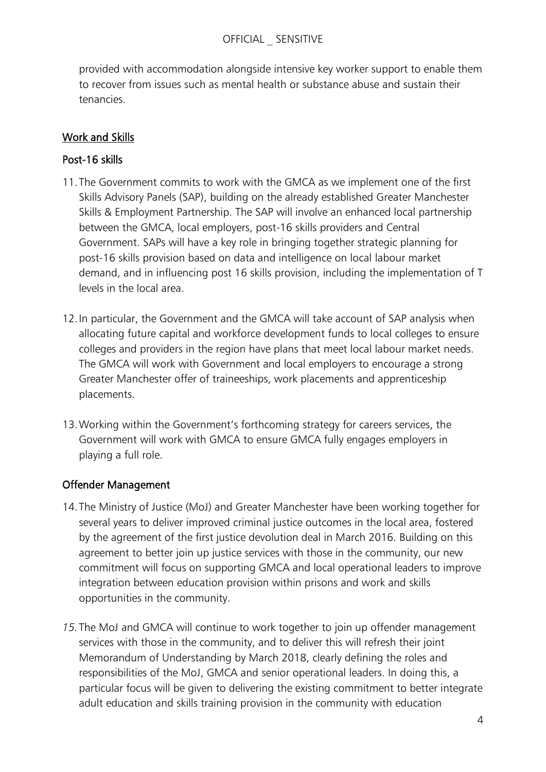provided with accommodation alongside intensive key worker support to enable them to recover from issues such as mental health or substance abuse and sustain their tenancies.

## Work and Skills

### Post-16 skills

11. The Government commits to work with the GMCA as we implement one of the first Skills Advisory Panels (SAP), building on the already established Greater Manchester Skills & Employment Partnership. The SAP will involve an enhanced local partnership between the GMCA, local employers, post-16 skills providers and Central Government. SAPs will have a key role in bringing together strategic planning for post-16 skills provision based on data and intelligence on local labour market demand, and in influencing post 16 skills provision, including the implementation of T levels in the local area.

12. In particular, the Government and the GMCA will take account of SAP analysis when allocating future capital and workforce development funds to local colleges to ensure colleges and providers in the region have plans that meet local labour market needs. The GMCA will work with Government and local employers to encourage a strong Greater Manchester offer of traineeships, work placements and apprenticeship placements.

13. Working within the Government's forthcoming strategy for careers services, the Government will work with GMCA to ensure GMCA fully engages employers in playing a full role.

### Offender Management

14. The Ministry of Justice (MoJ) and Greater Manchester have been working together for several years to deliver improved criminal justice outcomes in the local area, fostered by the agreement of the first justice devolution deal in March 2016. Building on this agreement to better join up justice services with those in the community, our new commitment will focus on supporting GMCA and local operational leaders to improve integration between education provision within prisons and work and skills opportunities in the community.

15. The MoJ and GMCA will continue to work together to join up offender management services with those in the community, and to deliver this will refresh their joint Memorandum of Understanding by March 2018, clearly defining the roles and responsibilities of the MoJ, GMCA and senior operational leaders. In doing this, a particular focus will be given to delivering the existing commitment to better integrate adult education and skills training provision in the community with education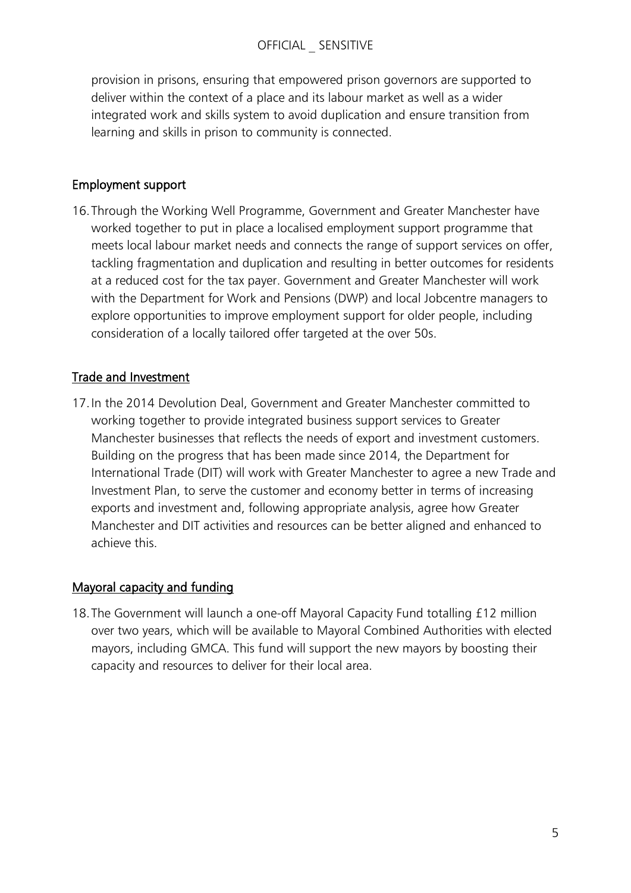provision in prisons, ensuring that empowered prison governors are supported to deliver within the context of a place and its labour market as well as a wider integrated work and skills system to avoid duplication and ensure transition from learning and skills in prison to community is connected.

## Employment support

16. Through the Working Well Programme, Government and Greater Manchester have worked together to put in place a localised employment support programme that meets local labour market needs and connects the range of support services on offer, tackling fragmentation and duplication and resulting in better outcomes for residents at a reduced cost for the tax payer. Government and Greater Manchester will work with the Department for Work and Pensions (DWP) and local Jobcentre managers to explore opportunities to improve employment support for older people, including consideration of a locally tailored offer targeted at the over 50s.

## Trade and Investment

17. In the 2014 Devolution Deal, Government and Greater Manchester committed to working together to provide integrated business support services to Greater Manchester businesses that reflects the needs of export and investment customers. Building on the progress that has been made since 2014, the Department for International Trade (DIT) will work with Greater Manchester to agree a new Trade and Investment Plan, to serve the customer and economy better in terms of increasing exports and investment and, following appropriate analysis, agree how Greater Manchester and DIT activities and resources can be better aligned and enhanced to achieve this.

## Mayoral capacity and funding

18. The Government will launch a one-off Mayoral Capacity Fund totalling £12 million over two years, which will be available to Mayoral Combined Authorities with elected mayors, including GMCA. This fund will support the new mayors by boosting their capacity and resources to deliver for their local area.